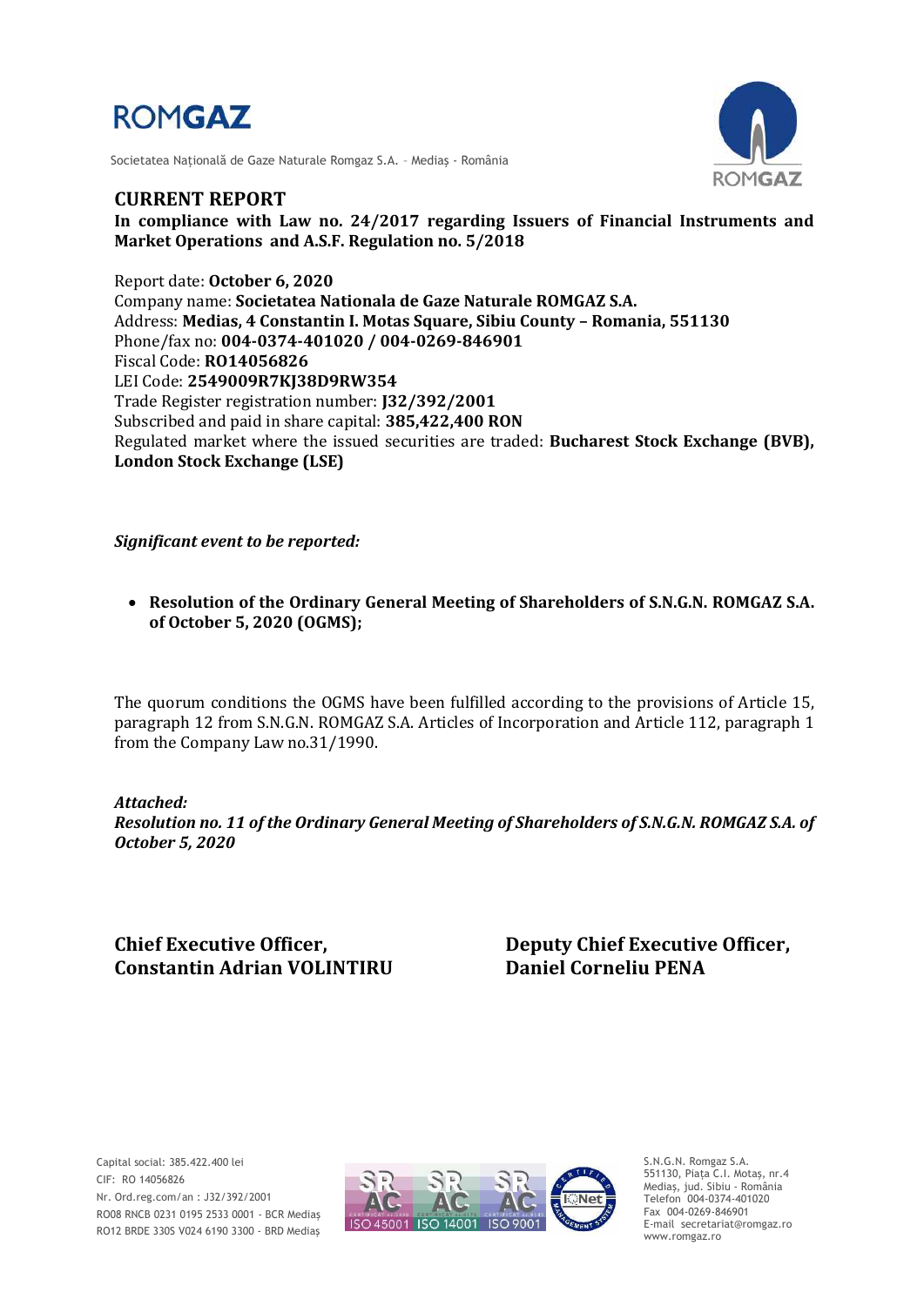ROMGAZ

Societatea Națională de Gaze Naturale Romgaz S.A. – Mediaș - România

# CURRENT REPORT

**In compliance with Law no. 24/2017 regarding Issuers of Financial Instruments and Market Operations and A.S.F. Regulation no. 5/2018**

Report date: **October 6, 2020**
Company name: **Societatea Nationala de Gaze Naturale ROMGAZ S.A.**
Address: **Medias, 4 Constantin I. Motas Square, Sibiu County – Romania, 551130**
Phone/fax no: **004-0374-401020 / 004-0269-846901**
Fiscal Code: **RO14056826**
LEI Code: **2549009R7KJ38D9RW354**
Trade Register registration number: **J32/392/2001**
Subscribed and paid in share capital: **385,422,400 RON**
Regulated market where the issued securities are traded: **Bucharest Stock Exchange (BVB), London Stock Exchange (LSE)**

***Significant event to be reported:***

- **Resolution of the Ordinary General Meeting of Shareholders of S.N.G.N. ROMGAZ S.A. of October 5, 2020 (OGMS);**

The quorum conditions the OGMS have been fulfilled according to the provisions of Article 15, paragraph 12 from S.N.G.N. ROMGAZ S.A. Articles of Incorporation and Article 112, paragraph 1 from the Company Law no.31/1990.

***Attached:***
***Resolution no. 11 of the Ordinary General Meeting of Shareholders of S.N.G.N. ROMGAZ S.A. of October 5, 2020***

**Chief Executive Officer,**
**Constantin Adrian VOLINTIRU**

**Deputy Chief Executive Officer,**
**Daniel Corneliu PENA**

Capital social: 385.422.400 lei
CIF: RO 14056826
Nr. Ord.reg.com/an : J32/392/2001
RO08 RNCB 0231 0195 2533 0001 - BCR Mediaş
RO12 BRDE 330S V024 6190 3300 - BRD Mediaş

S.N.G.N. Romgaz S.A.
551130, Piața C.I. Motaş, nr.4
Mediaş, jud. Sibiu - România
Telefon 004-0374-401020
Fax 004-0269-846901
E-mail secretariat@romgaz.ro
www.romgaz.ro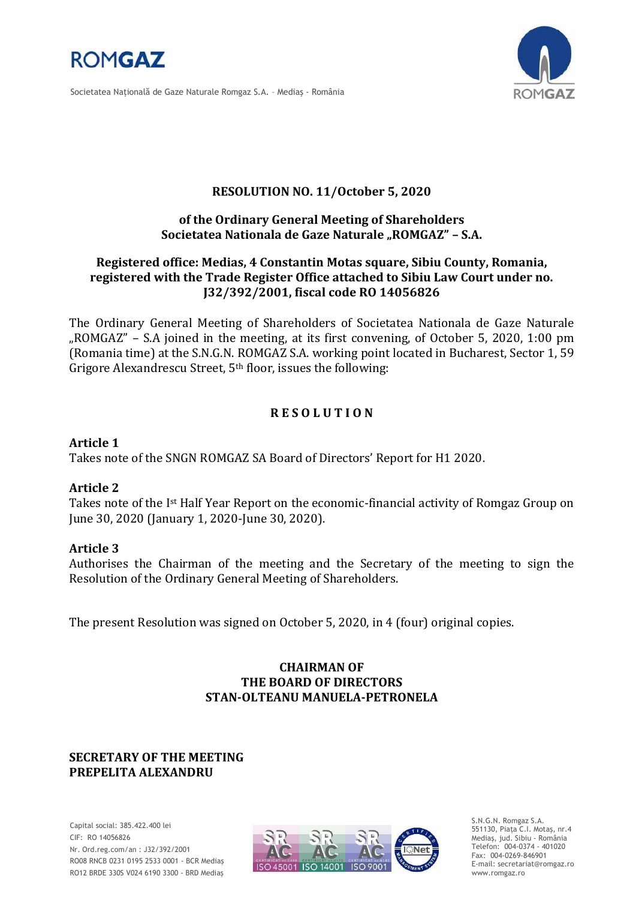**RESOLUTION NO. 11/October 5, 2020**

**of the Ordinary General Meeting of Shareholders**
**Societatea Nationala de Gaze Naturale „ROMGAZ" – S.A.**

**Registered office: Medias, 4 Constantin Motas square, Sibiu County, Romania, registered with the Trade Register Office attached to Sibiu Law Court under no. J32/392/2001, fiscal code RO 14056826**

The Ordinary General Meeting of Shareholders of Societatea Nationala de Gaze Naturale „ROMGAZ" – S.A joined in the meeting, at its first convening, of October 5, 2020, 1:00 pm (Romania time) at the S.N.G.N. ROMGAZ S.A. working point located in Bucharest, Sector 1, 59 Grigore Alexandrescu Street, 5th floor, issues the following:

**R E S O L U T I O N**

**Article 1**
Takes note of the SNGN ROMGAZ SA Board of Directors' Report for H1 2020.

**Article 2**
Takes note of the Ist Half Year Report on the economic-financial activity of Romgaz Group on June 30, 2020 (January 1, 2020-June 30, 2020).

**Article 3**
Authorises the Chairman of the meeting and the Secretary of the meeting to sign the Resolution of the Ordinary General Meeting of Shareholders.

The present Resolution was signed on October 5, 2020, in 4 (four) original copies.

**CHAIRMAN OF**
**THE BOARD OF DIRECTORS**
**STAN-OLTEANU MANUELA-PETRONELA**

**SECRETARY OF THE MEETING**
**PREPELITA ALEXANDRU**